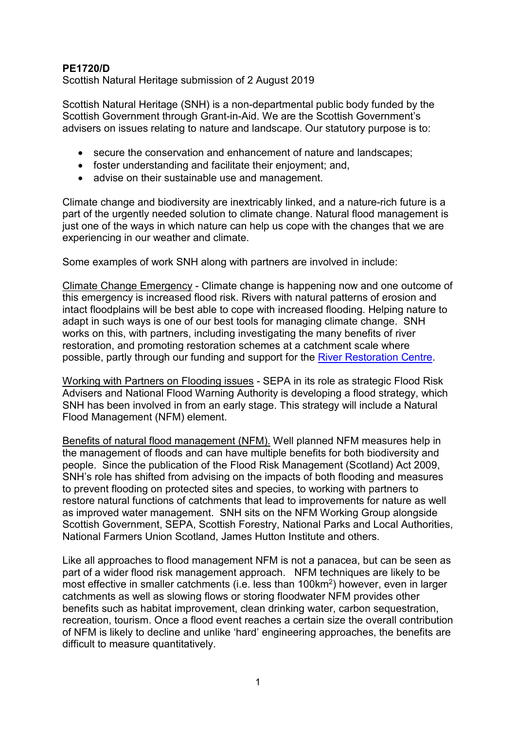**PE1720/D**

Scottish Natural Heritage submission of 2 August 2019

Scottish Natural Heritage (SNH) is a non-departmental public body funded by the Scottish Government through Grant-in-Aid. We are the Scottish Government's advisers on issues relating to nature and landscape. Our statutory purpose is to:

- secure the conservation and enhancement of nature and landscapes;
- foster understanding and facilitate their enjoyment; and,
- advise on their sustainable use and management.

Climate change and biodiversity are inextricably linked, and a nature-rich future is a part of the urgently needed solution to climate change. Natural flood management is just one of the ways in which nature can help us cope with the changes that we are experiencing in our weather and climate.

Some examples of work SNH along with partners are involved in include:

Climate Change Emergency - Climate change is happening now and one outcome of this emergency is increased flood risk. Rivers with natural patterns of erosion and intact floodplains will be best able to cope with increased flooding. Helping nature to adapt in such ways is one of our best tools for managing climate change. SNH works on this, with partners, including investigating the many benefits of river restoration, and promoting restoration schemes at a catchment scale where possible, partly through our funding and support for the River Restoration Centre.

Working with Partners on Flooding issues - SEPA in its role as strategic Flood Risk Advisers and National Flood Warning Authority is developing a flood strategy, which SNH has been involved in from an early stage. This strategy will include a Natural Flood Management (NFM) element.

Benefits of natural flood management (NFM). Well planned NFM measures help in the management of floods and can have multiple benefits for both biodiversity and people. Since the publication of the Flood Risk Management (Scotland) Act 2009, SNH's role has shifted from advising on the impacts of both flooding and measures to prevent flooding on protected sites and species, to working with partners to restore natural functions of catchments that lead to improvements for nature as well as improved water management. SNH sits on the NFM Working Group alongside Scottish Government, SEPA, Scottish Forestry, National Parks and Local Authorities, National Farmers Union Scotland, James Hutton Institute and others.

Like all approaches to flood management NFM is not a panacea, but can be seen as part of a wider flood risk management approach. NFM techniques are likely to be most effective in smaller catchments (i.e. less than $100km^2$) however, even in larger catchments as well as slowing flows or storing floodwater NFM provides other benefits such as habitat improvement, clean drinking water, carbon sequestration, recreation, tourism. Once a flood event reaches a certain size the overall contribution of NFM is likely to decline and unlike 'hard' engineering approaches, the benefits are difficult to measure quantitatively.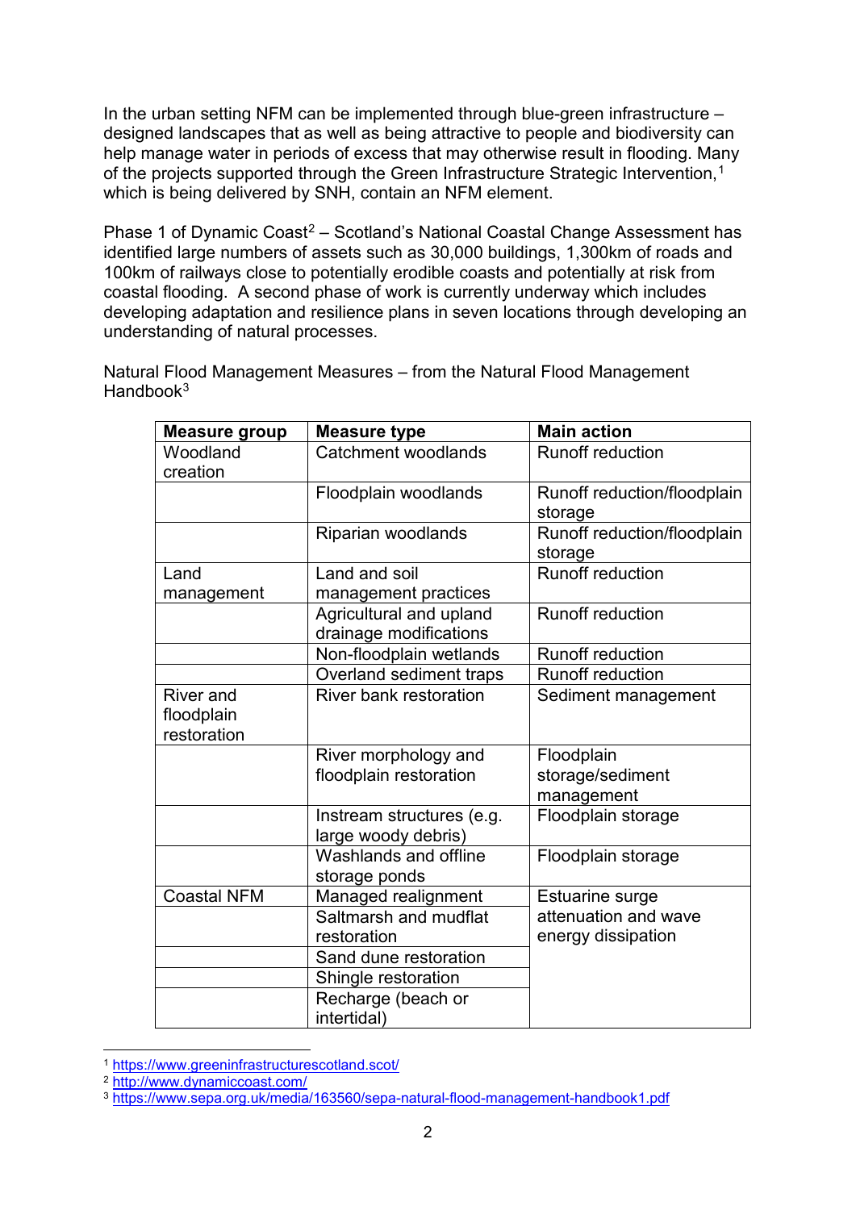In the urban setting NFM can be implemented through blue-green infrastructure – designed landscapes that as well as being attractive to people and biodiversity can help manage water in periods of excess that may otherwise result in flooding. Many of the projects supported through the Green Infrastructure Strategic Intervention,[1] which is being delivered by SNH, contain an NFM element.

Phase 1 of Dynamic Coast[2] – Scotland's National Coastal Change Assessment has identified large numbers of assets such as 30,000 buildings, 1,300km of roads and 100km of railways close to potentially erodible coasts and potentially at risk from coastal flooding. A second phase of work is currently underway which includes developing adaptation and resilience plans in seven locations through developing an understanding of natural processes.

Natural Flood Management Measures – from the Natural Flood Management Handbook[3]

| Measure group | Measure type | Main action |
|---|---|---|
| Woodland creation | Catchment woodlands | Runoff reduction |
| | Floodplain woodlands | Runoff reduction/floodplain storage |
| | Riparian woodlands | Runoff reduction/floodplain storage |
| Land management | Land and soil management practices | Runoff reduction |
| | Agricultural and upland drainage modifications | Runoff reduction |
| | Non-floodplain wetlands | Runoff reduction |
| | Overland sediment traps | Runoff reduction |
| River and floodplain restoration | River bank restoration | Sediment management |
| | River morphology and floodplain restoration | Floodplain storage/sediment management |
| | Instream structures (e.g. large woody debris) | Floodplain storage |
| | Washlands and offline storage ponds | Floodplain storage |
| Coastal NFM | Managed realignment | Estuarine surge attenuation and wave energy dissipation |
| | Saltmarsh and mudflat restoration | |
| | Sand dune restoration | |
| | Shingle restoration | |
| | Recharge (beach or intertidal) | |

[1] https://www.greeninfrastructurescotland.scot/
[2] http://www.dynamiccoast.com/
[3] https://www.sepa.org.uk/media/163560/sepa-natural-flood-management-handbook1.pdf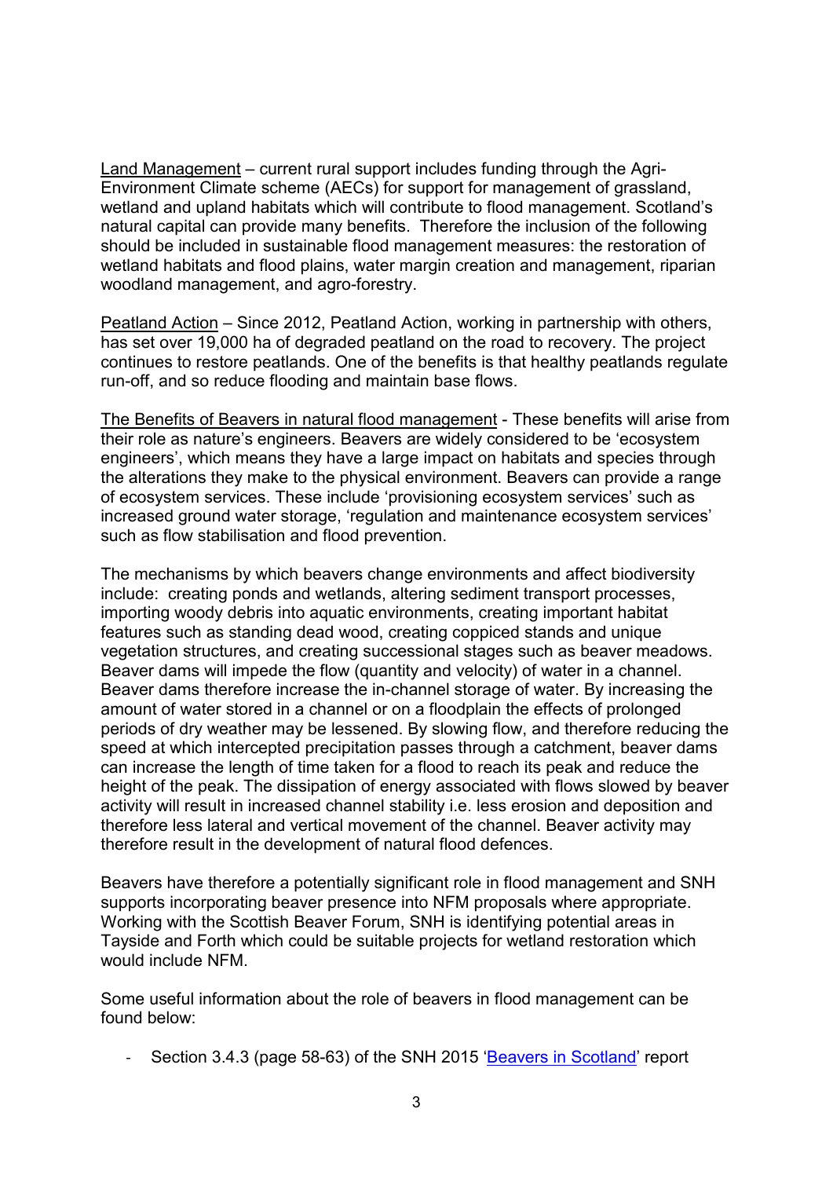Land Management – current rural support includes funding through the Agri-Environment Climate scheme (AECs) for support for management of grassland, wetland and upland habitats which will contribute to flood management. Scotland's natural capital can provide many benefits. Therefore the inclusion of the following should be included in sustainable flood management measures: the restoration of wetland habitats and flood plains, water margin creation and management, riparian woodland management, and agro-forestry.

Peatland Action – Since 2012, Peatland Action, working in partnership with others, has set over 19,000 ha of degraded peatland on the road to recovery. The project continues to restore peatlands. One of the benefits is that healthy peatlands regulate run-off, and so reduce flooding and maintain base flows.

The Benefits of Beavers in natural flood management - These benefits will arise from their role as nature's engineers. Beavers are widely considered to be 'ecosystem engineers', which means they have a large impact on habitats and species through the alterations they make to the physical environment. Beavers can provide a range of ecosystem services. These include 'provisioning ecosystem services' such as increased ground water storage, 'regulation and maintenance ecosystem services' such as flow stabilisation and flood prevention.

The mechanisms by which beavers change environments and affect biodiversity include: creating ponds and wetlands, altering sediment transport processes, importing woody debris into aquatic environments, creating important habitat features such as standing dead wood, creating coppiced stands and unique vegetation structures, and creating successional stages such as beaver meadows. Beaver dams will impede the flow (quantity and velocity) of water in a channel. Beaver dams therefore increase the in-channel storage of water. By increasing the amount of water stored in a channel or on a floodplain the effects of prolonged periods of dry weather may be lessened. By slowing flow, and therefore reducing the speed at which intercepted precipitation passes through a catchment, beaver dams can increase the length of time taken for a flood to reach its peak and reduce the height of the peak. The dissipation of energy associated with flows slowed by beaver activity will result in increased channel stability i.e. less erosion and deposition and therefore less lateral and vertical movement of the channel. Beaver activity may therefore result in the development of natural flood defences.

Beavers have therefore a potentially significant role in flood management and SNH supports incorporating beaver presence into NFM proposals where appropriate. Working with the Scottish Beaver Forum, SNH is identifying potential areas in Tayside and Forth which could be suitable projects for wetland restoration which would include NFM.

Some useful information about the role of beavers in flood management can be found below:

- Section 3.4.3 (page 58-63) of the SNH 2015 'Beavers in Scotland' report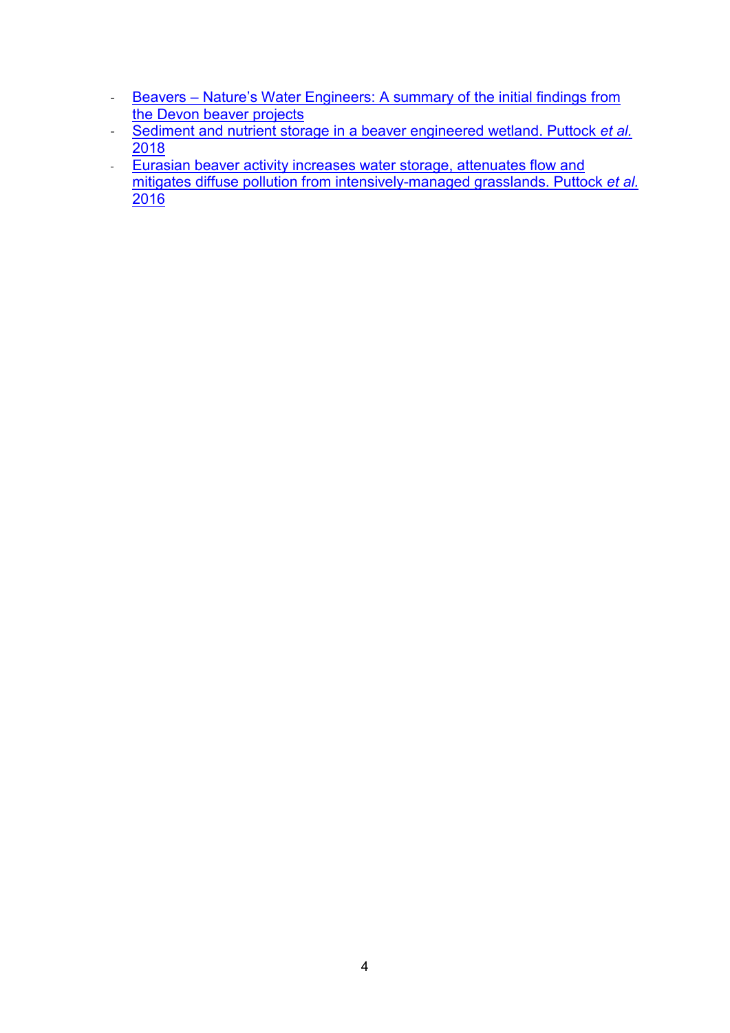- Beavers – Nature's Water Engineers: A summary of the initial findings from the Devon beaver projects
- Sediment and nutrient storage in a beaver engineered wetland. Puttock *et al.* 2018
- Eurasian beaver activity increases water storage, attenuates flow and mitigates diffuse pollution from intensively-managed grasslands. Puttock *et al.* 2016